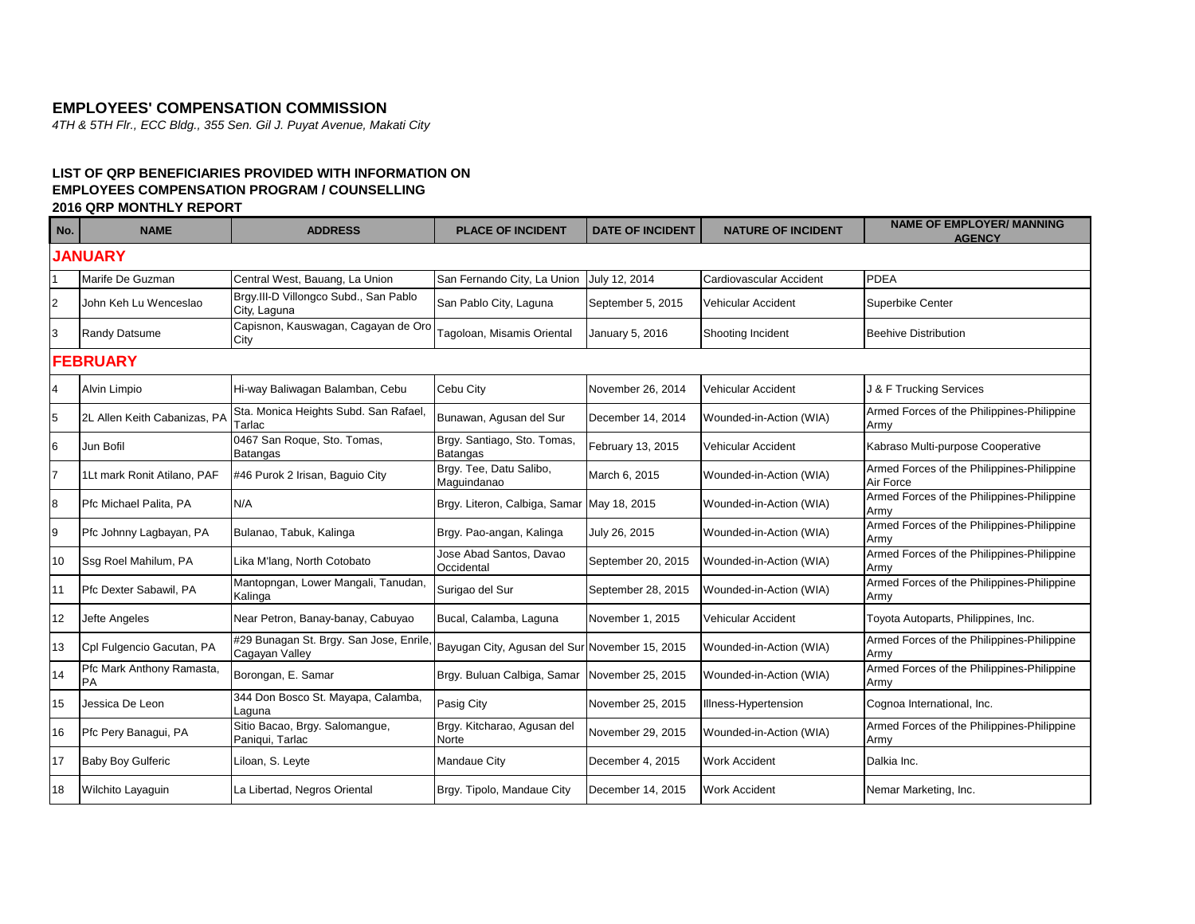**EMPLOYEES' COMPENSATION COMMISSION**

*4TH & 5TH Flr., ECC Bldg., 355 Sen. Gil J. Puyat Avenue, Makati City*

**LIST OF QRP BENEFICIARIES PROVIDED WITH INFORMATION ON EMPLOYEES COMPENSATION PROGRAM / COUNSELLING**

**2016 QRP MONTHLY REPORT**

| No. | NAME | ADDRESS | PLACE OF INCIDENT | DATE OF INCIDENT | NATURE OF INCIDENT | NAME OF EMPLOYER/ MANNING AGENCY |
|---|---|---|---|---|---|---|
| **JANUARY** | | | | | | |
| 1 | Marife De Guzman | Central West, Bauang, La Union | San Fernando City, La Union | July 12, 2014 | Cardiovascular Accident | PDEA |
| 2 | John Keh Lu Wenceslao | Brgy.III-D Villongco Subd., San Pablo City, Laguna | San Pablo City, Laguna | September 5, 2015 | Vehicular Accident | Superbike Center |
| 3 | Randy Datsume | Capisnon, Kauswagan, Cagayan de Oro City | Tagoloan, Misamis Oriental | January 5, 2016 | Shooting Incident | Beehive Distribution |
| **FEBRUARY** | | | | | | |
| 4 | Alvin Limpio | Hi-way Baliwagan Balamban, Cebu | Cebu City | November 26, 2014 | Vehicular Accident | J & F Trucking Services |
| 5 | 2L Allen Keith Cabanizas, PA | Sta. Monica Heights Subd. San Rafael, Tarlac | Bunawan, Agusan del Sur | December 14, 2014 | Wounded-in-Action (WIA) | Armed Forces of the Philippines-Philippine Army |
| 6 | Jun Bofil | 0467 San Roque, Sto. Tomas, Batangas | Brgy. Santiago, Sto. Tomas, Batangas | February 13, 2015 | Vehicular Accident | Kabraso Multi-purpose Cooperative |
| 7 | 1Lt mark Ronit Atilano, PAF | #46 Purok 2 Irisan, Baguio City | Brgy. Tee, Datu Salibo, Maguindanao | March 6, 2015 | Wounded-in-Action (WIA) | Armed Forces of the Philippines-Philippine Air Force |
| 8 | Pfc Michael Palita, PA | N/A | Brgy. Literon, Calbiga, Samar | May 18, 2015 | Wounded-in-Action (WIA) | Armed Forces of the Philippines-Philippine Army |
| 9 | Pfc Johnny Lagbayan, PA | Bulanao, Tabuk, Kalinga | Brgy. Pao-angan, Kalinga | July 26, 2015 | Wounded-in-Action (WIA) | Armed Forces of the Philippines-Philippine Army |
| 10 | Ssg Roel Mahilum, PA | Lika M'lang, North Cotobato | Jose Abad Santos, Davao Occidental | September 20, 2015 | Wounded-in-Action (WIA) | Armed Forces of the Philippines-Philippine Army |
| 11 | Pfc Dexter Sabawil, PA | Mantopngan, Lower Mangali, Tanudan, Kalinga | Surigao del Sur | September 28, 2015 | Wounded-in-Action (WIA) | Armed Forces of the Philippines-Philippine Army |
| 12 | Jefte Angeles | Near Petron, Banay-banay, Cabuyao | Bucal, Calamba, Laguna | November 1, 2015 | Vehicular Accident | Toyota Autoparts, Philippines, Inc. |
| 13 | Cpl Fulgencio Gacutan, PA | #29 Bunagan St. Brgy. San Jose, Enrile, Cagayan Valley | Bayugan City, Agusan del Sur | November 15, 2015 | Wounded-in-Action (WIA) | Armed Forces of the Philippines-Philippine Army |
| 14 | Pfc Mark Anthony Ramasta, PA | Borongan, E. Samar | Brgy. Buluan Calbiga, Samar | November 25, 2015 | Wounded-in-Action (WIA) | Armed Forces of the Philippines-Philippine Army |
| 15 | Jessica De Leon | 344 Don Bosco St. Mayapa, Calamba, Laguna | Pasig City | November 25, 2015 | Illness-Hypertension | Cognoa International, Inc. |
| 16 | Pfc Pery Banagui, PA | Sitio Bacao, Brgy. Salomangue, Paniqui, Tarlac | Brgy. Kitcharao, Agusan del Norte | November 29, 2015 | Wounded-in-Action (WIA) | Armed Forces of the Philippines-Philippine Army |
| 17 | Baby Boy Gulferic | Liloan, S. Leyte | Mandaue City | December 4, 2015 | Work Accident | Dalkia Inc. |
| 18 | Wilchito Layaguin | La Libertad, Negros Oriental | Brgy. Tipolo, Mandaue City | December 14, 2015 | Work Accident | Nemar Marketing, Inc. |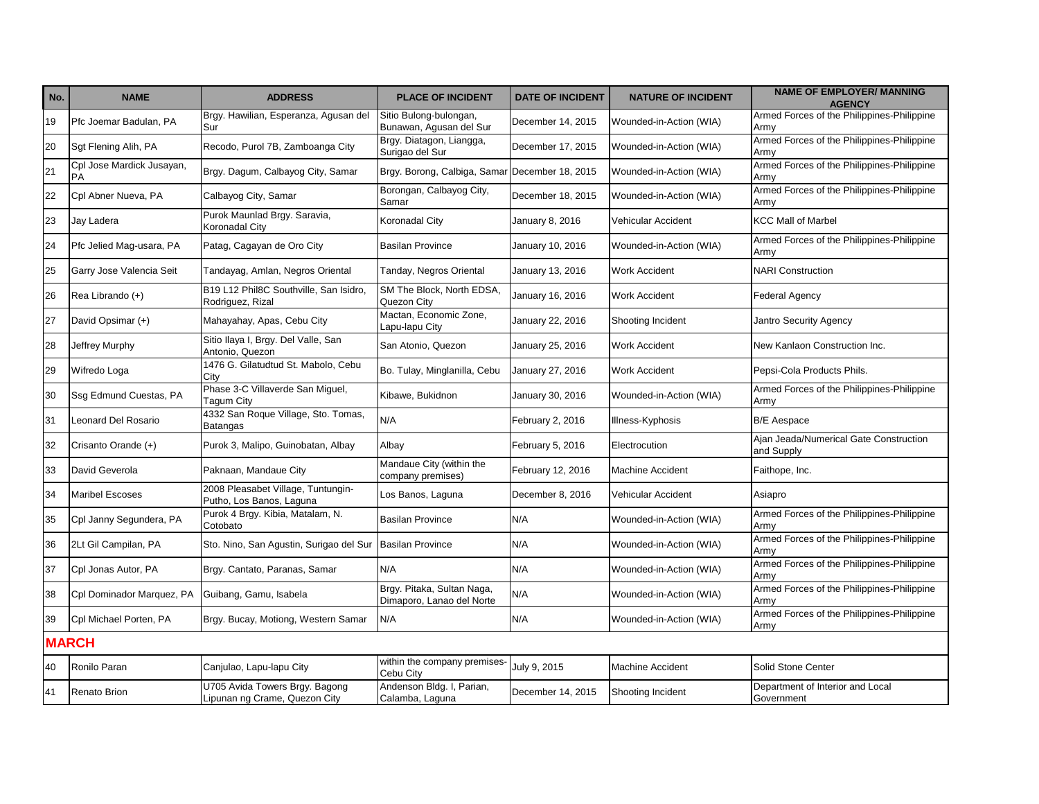| No. | NAME | ADDRESS | PLACE OF INCIDENT | DATE OF INCIDENT | NATURE OF INCIDENT | NAME OF EMPLOYER/ MANNING AGENCY |
|---|---|---|---|---|---|---|
| 19 | Pfc Joemar Badulan, PA | Brgy. Hawilian, Esperanza, Agusan del Sur | Sitio Bulong-bulongan, Bunawan, Agusan del Sur | December 14, 2015 | Wounded-in-Action (WIA) | Armed Forces of the Philippines-Philippine Army |
| 20 | Sgt Flening Alih, PA | Recodo, Purol 7B, Zamboanga City | Brgy. Diatagon, Liangga, Surigao del Sur | December 17, 2015 | Wounded-in-Action (WIA) | Armed Forces of the Philippines-Philippine Army |
| 21 | Cpl Jose Mardick Jusayan, PA | Brgy. Dagum, Calbayog City, Samar | Brgy. Borong, Calbiga, Samar | December 18, 2015 | Wounded-in-Action (WIA) | Armed Forces of the Philippines-Philippine Army |
| 22 | Cpl Abner Nueva, PA | Calbayog City, Samar | Borongan, Calbayog City, Samar | December 18, 2015 | Wounded-in-Action (WIA) | Armed Forces of the Philippines-Philippine Army |
| 23 | Jay Ladera | Purok Maunlad Brgy. Saravia, Koronadal City | Koronadal City | January 8, 2016 | Vehicular Accident | KCC Mall of Marbel |
| 24 | Pfc Jelied Mag-usara, PA | Patag, Cagayan de Oro City | Basilan Province | January 10, 2016 | Wounded-in-Action (WIA) | Armed Forces of the Philippines-Philippine Army |
| 25 | Garry Jose Valencia Seit | Tandayag, Amlan, Negros Oriental | Tanday, Negros Oriental | January 13, 2016 | Work Accident | NARI Construction |
| 26 | Rea Librando (+) | B19 L12 Phil8C Southville, San Isidro, Rodriguez, Rizal | SM The Block, North EDSA, Quezon City | January 16, 2016 | Work Accident | Federal Agency |
| 27 | David Opsimar (+) | Mahayahay, Apas, Cebu City | Mactan, Economic Zone, Lapu-lapu City | January 22, 2016 | Shooting Incident | Jantro Security Agency |
| 28 | Jeffrey Murphy | Sitio Ilaya I, Brgy. Del Valle, San Antonio, Quezon | San Atonio, Quezon | January 25, 2016 | Work Accident | New Kanlaon Construction Inc. |
| 29 | Wifredo Loga | 1476 G. Gilatudtud St. Mabolo, Cebu City | Bo. Tulay, Minglanilla, Cebu | January 27, 2016 | Work Accident | Pepsi-Cola Products Phils. |
| 30 | Ssg Edmund Cuestas, PA | Phase 3-C Villaverde San Miguel, Tagum City | Kibawe, Bukidnon | January 30, 2016 | Wounded-in-Action (WIA) | Armed Forces of the Philippines-Philippine Army |
| 31 | Leonard Del Rosario | 4332 San Roque Village, Sto. Tomas, Batangas | N/A | February 2, 2016 | Illness-Kyphosis | B/E Aespace |
| 32 | Crisanto Orande (+) | Purok 3, Malipo, Guinobatan, Albay | Albay | February 5, 2016 | Electrocution | Ajan Jeada/Numerical Gate Construction and Supply |
| 33 | David Geverola | Paknaan, Mandaue City | Mandaue City (within the company premises) | February 12, 2016 | Machine Accident | Faithope, Inc. |
| 34 | Maribel Escoses | 2008 Pleasabet Village, Tuntungin-Putho, Los Banos, Laguna | Los Banos, Laguna | December 8, 2016 | Vehicular Accident | Asiapro |
| 35 | Cpl Janny Segundera, PA | Purok 4 Brgy. Kibia, Matalam, N. Cotobato | Basilan Province | N/A | Wounded-in-Action (WIA) | Armed Forces of the Philippines-Philippine Army |
| 36 | 2Lt Gil Campilan, PA | Sto. Nino, San Agustin, Surigao del Sur | Basilan Province | N/A | Wounded-in-Action (WIA) | Armed Forces of the Philippines-Philippine Army |
| 37 | Cpl Jonas Autor, PA | Brgy. Cantato, Paranas, Samar | N/A | N/A | Wounded-in-Action (WIA) | Armed Forces of the Philippines-Philippine Army |
| 38 | Cpl Dominador Marquez, PA | Guibang, Gamu, Isabela | Brgy. Pitaka, Sultan Naga, Dimaporo, Lanao del Norte | N/A | Wounded-in-Action (WIA) | Armed Forces of the Philippines-Philippine Army |
| 39 | Cpl Michael Porten, PA | Brgy. Bucay, Motiong, Western Samar | N/A | N/A | Wounded-in-Action (WIA) | Armed Forces of the Philippines-Philippine Army |
| **MARCH** | | | | | | |
| 40 | Ronilo Paran | Canjulao, Lapu-lapu City | within the company premises-Cebu City | July 9, 2015 | Machine Accident | Solid Stone Center |
| 41 | Renato Brion | U705 Avida Towers Brgy. Bagong Lipunan ng Crame, Quezon City | Andenson Bldg. I, Parian, Calamba, Laguna | December 14, 2015 | Shooting Incident | Department of Interior and Local Government |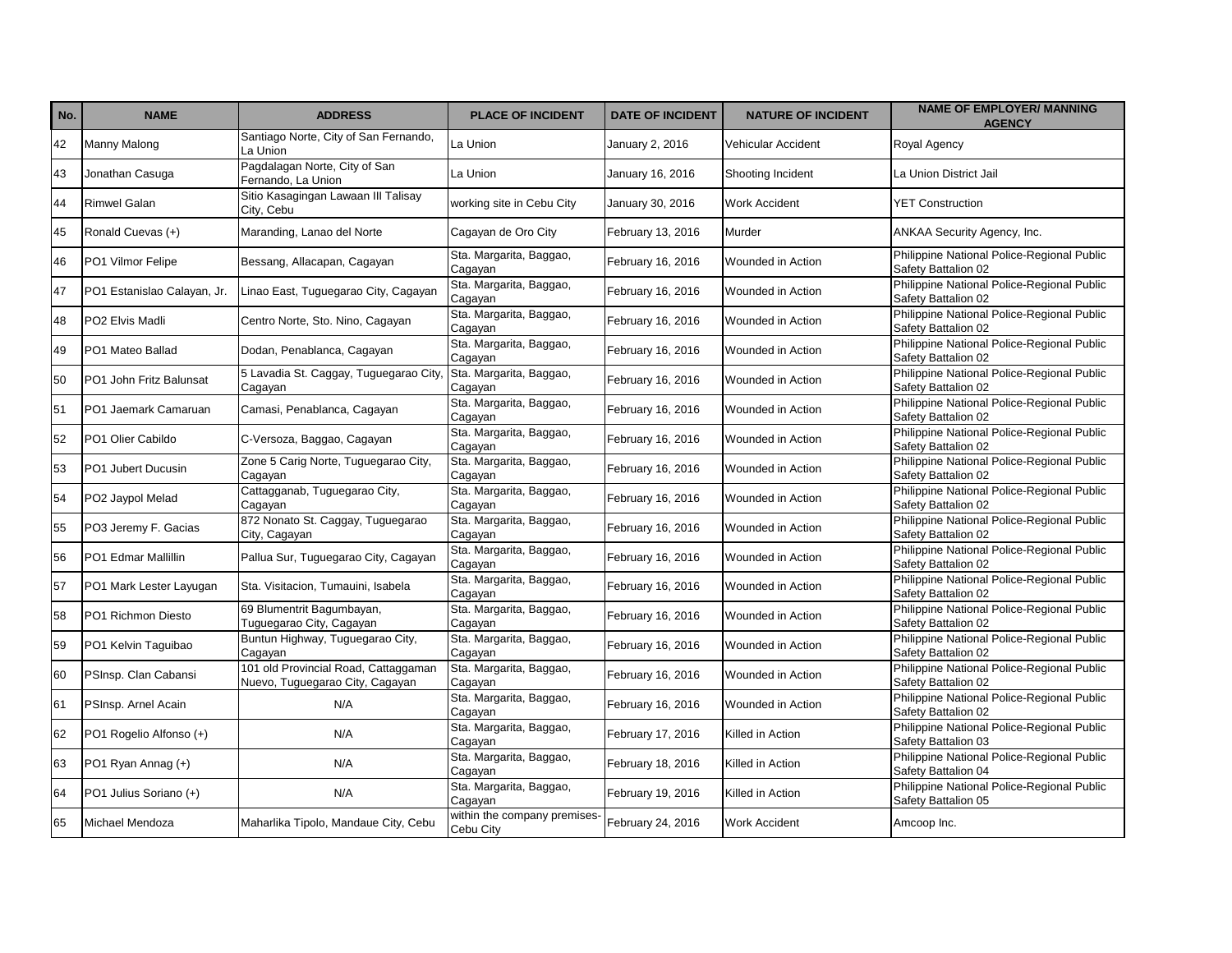| No. | NAME | ADDRESS | PLACE OF INCIDENT | DATE OF INCIDENT | NATURE OF INCIDENT | NAME OF EMPLOYER/ MANNING AGENCY |
|---|---|---|---|---|---|---|
| 42 | Manny Malong | Santiago Norte, City of San Fernando, La Union | La Union | January 2, 2016 | Vehicular Accident | Royal Agency |
| 43 | Jonathan Casuga | Pagdalagan Norte, City of San Fernando, La Union | La Union | January 16, 2016 | Shooting Incident | La Union District Jail |
| 44 | Rimwel Galan | Sitio Kasagingan Lawaan III Talisay City, Cebu | working site in Cebu City | January 30, 2016 | Work Accident | YET Construction |
| 45 | Ronald Cuevas (+) | Maranding, Lanao del Norte | Cagayan de Oro City | February 13, 2016 | Murder | ANKAA Security Agency, Inc. |
| 46 | PO1 Vilmor Felipe | Bessang, Allacapan, Cagayan | Sta. Margarita, Baggao, Cagayan | February 16, 2016 | Wounded in Action | Philippine National Police-Regional Public Safety Battalion 02 |
| 47 | PO1 Estanislao Calayan, Jr. | Linao East, Tuguegarao City, Cagayan | Sta. Margarita, Baggao, Cagayan | February 16, 2016 | Wounded in Action | Philippine National Police-Regional Public Safety Battalion 02 |
| 48 | PO2 Elvis Madli | Centro Norte, Sto. Nino, Cagayan | Sta. Margarita, Baggao, Cagayan | February 16, 2016 | Wounded in Action | Philippine National Police-Regional Public Safety Battalion 02 |
| 49 | PO1 Mateo Ballad | Dodan, Penablanca, Cagayan | Sta. Margarita, Baggao, Cagayan | February 16, 2016 | Wounded in Action | Philippine National Police-Regional Public Safety Battalion 02 |
| 50 | PO1 John Fritz Balunsat | 5 Lavadia St. Caggay, Tuguegarao City, Cagayan | Sta. Margarita, Baggao, Cagayan | February 16, 2016 | Wounded in Action | Philippine National Police-Regional Public Safety Battalion 02 |
| 51 | PO1 Jaemark Camaruan | Camasi, Penablanca, Cagayan | Sta. Margarita, Baggao, Cagayan | February 16, 2016 | Wounded in Action | Philippine National Police-Regional Public Safety Battalion 02 |
| 52 | PO1 Olier Cabildo | C-Versoza, Baggao, Cagayan | Sta. Margarita, Baggao, Cagayan | February 16, 2016 | Wounded in Action | Philippine National Police-Regional Public Safety Battalion 02 |
| 53 | PO1 Jubert Ducusin | Zone 5 Carig Norte, Tuguegarao City, Cagayan | Sta. Margarita, Baggao, Cagayan | February 16, 2016 | Wounded in Action | Philippine National Police-Regional Public Safety Battalion 02 |
| 54 | PO2 Jaypol Melad | Cattagganab, Tuguegarao City, Cagayan | Sta. Margarita, Baggao, Cagayan | February 16, 2016 | Wounded in Action | Philippine National Police-Regional Public Safety Battalion 02 |
| 55 | PO3 Jeremy F. Gacias | 872 Nonato St. Caggay, Tuguegarao City, Cagayan | Sta. Margarita, Baggao, Cagayan | February 16, 2016 | Wounded in Action | Philippine National Police-Regional Public Safety Battalion 02 |
| 56 | PO1 Edmar Mallillin | Pallua Sur, Tuguegarao City, Cagayan | Sta. Margarita, Baggao, Cagayan | February 16, 2016 | Wounded in Action | Philippine National Police-Regional Public Safety Battalion 02 |
| 57 | PO1 Mark Lester Layugan | Sta. Visitacion, Tumauini, Isabela | Sta. Margarita, Baggao, Cagayan | February 16, 2016 | Wounded in Action | Philippine National Police-Regional Public Safety Battalion 02 |
| 58 | PO1 Richmon Diesto | 69 Blumentrit Bagumbayan, Tuguegarao City, Cagayan | Sta. Margarita, Baggao, Cagayan | February 16, 2016 | Wounded in Action | Philippine National Police-Regional Public Safety Battalion 02 |
| 59 | PO1 Kelvin Taguibao | Buntun Highway, Tuguegarao City, Cagayan | Sta. Margarita, Baggao, Cagayan | February 16, 2016 | Wounded in Action | Philippine National Police-Regional Public Safety Battalion 02 |
| 60 | PSInsp. Clan Cabansi | 101 old Provincial Road, Cattaggaman Nuevo, Tuguegarao City, Cagayan | Sta. Margarita, Baggao, Cagayan | February 16, 2016 | Wounded in Action | Philippine National Police-Regional Public Safety Battalion 02 |
| 61 | PSInsp. Arnel Acain | N/A | Sta. Margarita, Baggao, Cagayan | February 16, 2016 | Wounded in Action | Philippine National Police-Regional Public Safety Battalion 02 |
| 62 | PO1 Rogelio Alfonso (+) | N/A | Sta. Margarita, Baggao, Cagayan | February 17, 2016 | Killed in Action | Philippine National Police-Regional Public Safety Battalion 03 |
| 63 | PO1 Ryan Annag (+) | N/A | Sta. Margarita, Baggao, Cagayan | February 18, 2016 | Killed in Action | Philippine National Police-Regional Public Safety Battalion 04 |
| 64 | PO1 Julius Soriano (+) | N/A | Sta. Margarita, Baggao, Cagayan | February 19, 2016 | Killed in Action | Philippine National Police-Regional Public Safety Battalion 05 |
| 65 | Michael Mendoza | Maharlika Tipolo, Mandaue City, Cebu | within the company premises-Cebu City | February 24, 2016 | Work Accident | Amcoop Inc. |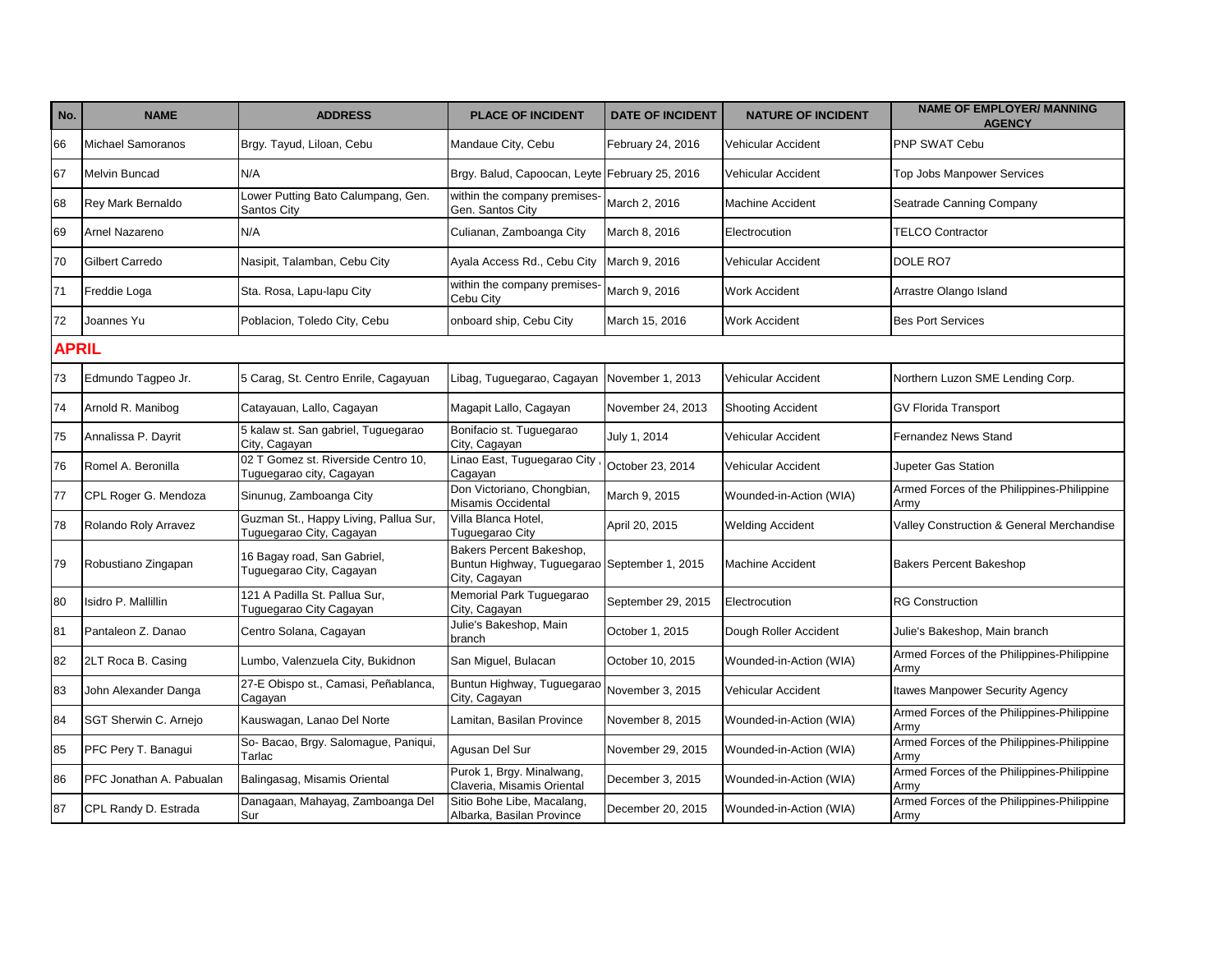| No. | NAME | ADDRESS | PLACE OF INCIDENT | DATE OF INCIDENT | NATURE OF INCIDENT | NAME OF EMPLOYER/ MANNING AGENCY |
|---|---|---|---|---|---|---|
| 66 | Michael Samoranos | Brgy. Tayud, Liloan, Cebu | Mandaue City, Cebu | February 24, 2016 | Vehicular Accident | PNP SWAT Cebu |
| 67 | Melvin Buncad | N/A | Brgy. Balud, Capoocan, Leyte | February 25, 2016 | Vehicular Accident | Top Jobs Manpower Services |
| 68 | Rey Mark Bernaldo | Lower Putting Bato Calumpang, Gen. Santos City | within the company premises-Gen. Santos City | March 2, 2016 | Machine Accident | Seatrade Canning Company |
| 69 | Arnel Nazareno | N/A | Culianan, Zamboanga City | March 8, 2016 | Electrocution | TELCO Contractor |
| 70 | Gilbert Carredo | Nasipit, Talamban, Cebu City | Ayala Access Rd., Cebu City | March 9, 2016 | Vehicular Accident | DOLE RO7 |
| 71 | Freddie Loga | Sta. Rosa, Lapu-lapu City | within the company premises-Cebu City | March 9, 2016 | Work Accident | Arrastre Olango Island |
| 72 | Joannes Yu | Poblacion, Toledo City, Cebu | onboard ship, Cebu City | March 15, 2016 | Work Accident | Bes Port Services |
| **APRIL** | | | | | | |
| 73 | Edmundo Tagpeo Jr. | 5 Carag, St. Centro Enrile, Cagayuan | Libag, Tuguegarao, Cagayan | November 1, 2013 | Vehicular Accident | Northern Luzon SME Lending Corp. |
| 74 | Arnold R. Manibog | Catayauan, Lallo, Cagayan | Magapit Lallo, Cagayan | November 24, 2013 | Shooting Accident | GV Florida Transport |
| 75 | Annalissa P. Dayrit | 5 kalaw st. San gabriel, Tuguegarao City, Cagayan | Bonifacio st. Tuguegarao City, Cagayan | July 1, 2014 | Vehicular Accident | Fernandez News Stand |
| 76 | Romel A. Beronilla | 02 T Gomez st. Riverside Centro 10, Tuguegarao city, Cagayan | Linao East, Tuguegarao City , Cagayan | October 23, 2014 | Vehicular Accident | Jupeter Gas Station |
| 77 | CPL Roger G. Mendoza | Sinunug, Zamboanga City | Don Victoriano, Chongbian, Misamis Occidental | March 9, 2015 | Wounded-in-Action (WIA) | Armed Forces of the Philippines-Philippine Army |
| 78 | Rolando Roly Arravez | Guzman St., Happy Living, Pallua Sur, Tuguegarao City, Cagayan | Villa Blanca Hotel, Tuguegarao City | April 20, 2015 | Welding Accident | Valley Construction & General Merchandise |
| 79 | Robustiano Zingapan | 16 Bagay road, San Gabriel, Tuguegarao City, Cagayan | Bakers Percent Bakeshop, Buntun Highway, Tuguegarao City, Cagayan | September 1, 2015 | Machine Accident | Bakers Percent Bakeshop |
| 80 | Isidro P. Mallillin | 121 A Padilla St. Pallua Sur, Tuguegarao City Cagayan | Memorial Park Tuguegarao City, Cagayan | September 29, 2015 | Electrocution | RG Construction |
| 81 | Pantaleon Z. Danao | Centro Solana, Cagayan | Julie's Bakeshop, Main branch | October 1, 2015 | Dough Roller Accident | Julie's Bakeshop, Main branch |
| 82 | 2LT Roca B. Casing | Lumbo, Valenzuela City, Bukidnon | San Miguel, Bulacan | October 10, 2015 | Wounded-in-Action (WIA) | Armed Forces of the Philippines-Philippine Army |
| 83 | John Alexander Danga | 27-E Obispo st., Camasi, Peñablanca, Cagayan | Buntun Highway, Tuguegarao City, Cagayan | November 3, 2015 | Vehicular Accident | Itawes Manpower Security Agency |
| 84 | SGT Sherwin C. Arnejo | Kauswagan, Lanao Del Norte | Lamitan, Basilan Province | November 8, 2015 | Wounded-in-Action (WIA) | Armed Forces of the Philippines-Philippine Army |
| 85 | PFC Pery T. Banagui | So- Bacao, Brgy. Salomague, Paniqui, Tarlac | Agusan Del Sur | November 29, 2015 | Wounded-in-Action (WIA) | Armed Forces of the Philippines-Philippine Army |
| 86 | PFC Jonathan A. Pabualan | Balingasag, Misamis Oriental | Purok 1, Brgy. Minalwang, Claveria, Misamis Oriental | December 3, 2015 | Wounded-in-Action (WIA) | Armed Forces of the Philippines-Philippine Army |
| 87 | CPL Randy D. Estrada | Danagaan, Mahayag, Zamboanga Del Sur | Sitio Bohe Libe, Macalang, Albarka, Basilan Province | December 20, 2015 | Wounded-in-Action (WIA) | Armed Forces of the Philippines-Philippine Army |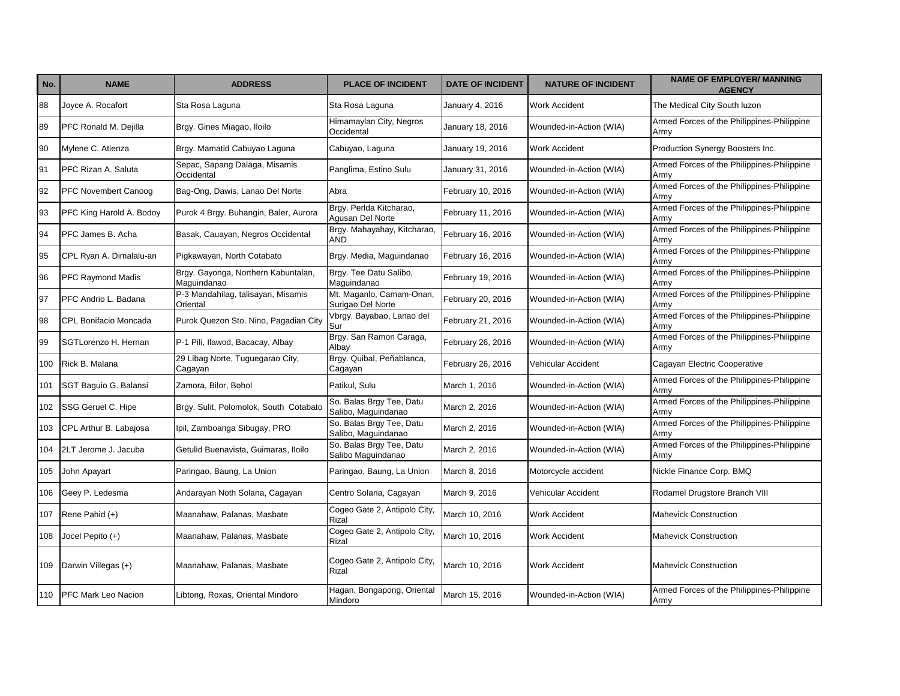| No. | NAME | ADDRESS | PLACE OF INCIDENT | DATE OF INCIDENT | NATURE OF INCIDENT | NAME OF EMPLOYER/ MANNING AGENCY |
|---|---|---|---|---|---|---|
| 88 | Joyce A. Rocafort | Sta Rosa Laguna | Sta Rosa Laguna | January 4, 2016 | Work Accident | The Medical City South luzon |
| 89 | PFC Ronald M. Dejilla | Brgy. Gines Miagao, Iloilo | Himamaylan City, Negros Occidental | January 18, 2016 | Wounded-in-Action (WIA) | Armed Forces of the Philippines-Philippine Army |
| 90 | Mylene C. Atienza | Brgy. Mamatid Cabuyao Laguna | Cabuyao, Laguna | January 19, 2016 | Work Accident | Production Synergy Boosters Inc. |
| 91 | PFC Rizan A. Saluta | Sepac, Sapang Dalaga, Misamis Occidental | Panglima, Estino Sulu | January 31, 2016 | Wounded-in-Action (WIA) | Armed Forces of the Philippines-Philippine Army |
| 92 | PFC Novembert Canoog | Bag-Ong, Dawis, Lanao Del Norte | Abra | February 10, 2016 | Wounded-in-Action (WIA) | Armed Forces of the Philippines-Philippine Army |
| 93 | PFC King Harold A. Bodoy | Purok 4 Brgy. Buhangin, Baler, Aurora | Brgy. Perlda Kitcharao, Agusan Del Norte | February 11, 2016 | Wounded-in-Action (WIA) | Armed Forces of the Philippines-Philippine Army |
| 94 | PFC James B. Acha | Basak, Cauayan, Negros Occidental | Brgy. Mahayahay, Kitcharao, AND | February 16, 2016 | Wounded-in-Action (WIA) | Armed Forces of the Philippines-Philippine Army |
| 95 | CPL Ryan A. Dimalalu-an | Pigkawayan, North Cotabato | Brgy. Media, Maguindanao | February 16, 2016 | Wounded-in-Action (WIA) | Armed Forces of the Philippines-Philippine Army |
| 96 | PFC Raymond Madis | Brgy. Gayonga, Northern Kabuntalan, Maguindanao | Brgy. Tee Datu Salibo, Maguindanao | February 19, 2016 | Wounded-in-Action (WIA) | Armed Forces of the Philippines-Philippine Army |
| 97 | PFC Andrio L. Badana | P-3 Mandahilag, talisayan, Misamis Oriental | Mt. Maganlo, Camam-Onan, Surigao Del Norte | February 20, 2016 | Wounded-in-Action (WIA) | Armed Forces of the Philippines-Philippine Army |
| 98 | CPL Bonifacio Moncada | Purok Quezon Sto. Nino, Pagadian City | Vbrgy. Bayabao, Lanao del Sur | February 21, 2016 | Wounded-in-Action (WIA) | Armed Forces of the Philippines-Philippine Army |
| 99 | SGTLorenzo H. Hernan | P-1 Pili, Ilawod, Bacacay, Albay | Brgy. San Ramon Caraga, Albay | February 26, 2016 | Wounded-in-Action (WIA) | Armed Forces of the Philippines-Philippine Army |
| 100 | Rick B. Malana | 29 Libag Norte, Tuguegarao City, Cagayan | Brgy. Quibal, Peñablanca, Cagayan | February 26, 2016 | Vehicular Accident | Cagayan Electric Cooperative |
| 101 | SGT Baguio G. Balansi | Zamora, Bilor, Bohol | Patikul, Sulu | March 1, 2016 | Wounded-in-Action (WIA) | Armed Forces of the Philippines-Philippine Army |
| 102 | SSG Geruel C. Hipe | Brgy. Sulit, Polomolok, South Cotabato | So. Balas Brgy Tee, Datu Salibo, Maguindanao | March 2, 2016 | Wounded-in-Action (WIA) | Armed Forces of the Philippines-Philippine Army |
| 103 | CPL Arthur B. Labajosa | Ipil, Zamboanga Sibugay, PRO | So. Balas Brgy Tee, Datu Salibo, Maguindanao | March 2, 2016 | Wounded-in-Action (WIA) | Armed Forces of the Philippines-Philippine Army |
| 104 | 2LT Jerome J. Jacuba | Getulid Buenavista, Guimaras, Iloilo | So. Balas Brgy Tee, Datu Salibo Maguindanao | March 2, 2016 | Wounded-in-Action (WIA) | Armed Forces of the Philippines-Philippine Army |
| 105 | John Apayart | Paringao, Baung, La Union | Paringao, Baung, La Union | March 8, 2016 | Motorcycle accident | Nickle Finance Corp. BMQ |
| 106 | Geey P. Ledesma | Andarayan Noth Solana, Cagayan | Centro Solana, Cagayan | March 9, 2016 | Vehicular Accident | Rodamel Drugstore Branch VIII |
| 107 | Rene Pahid (+) | Maanahaw, Palanas, Masbate | Cogeo Gate 2, Antipolo City, Rizal | March 10, 2016 | Work Accident | Mahevick Construction |
| 108 | Jocel Pepito (+) | Maanahaw, Palanas, Masbate | Cogeo Gate 2, Antipolo City, Rizal | March 10, 2016 | Work Accident | Mahevick Construction |
| 109 | Darwin Villegas (+) | Maanahaw, Palanas, Masbate | Cogeo Gate 2, Antipolo City, Rizal | March 10, 2016 | Work Accident | Mahevick Construction |
| 110 | PFC Mark Leo Nacion | Libtong, Roxas, Oriental Mindoro | Hagan, Bongapong, Oriental Mindoro | March 15, 2016 | Wounded-in-Action (WIA) | Armed Forces of the Philippines-Philippine Army |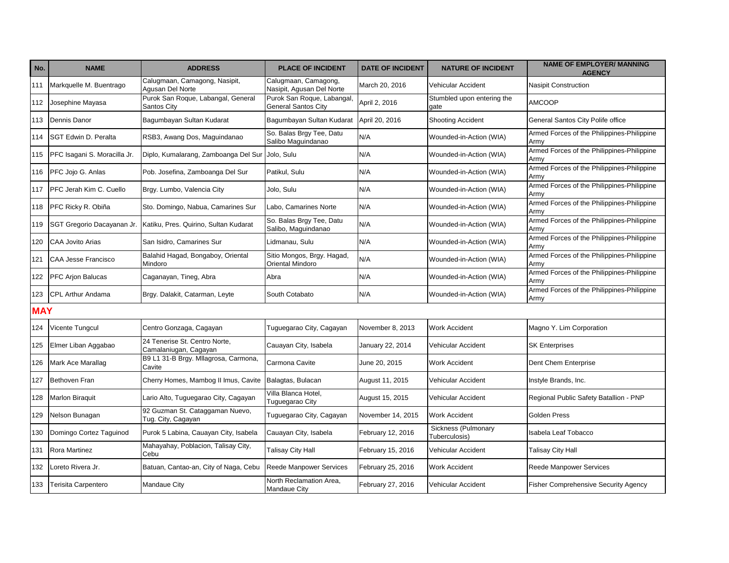| No. | NAME | ADDRESS | PLACE OF INCIDENT | DATE OF INCIDENT | NATURE OF INCIDENT | NAME OF EMPLOYER/ MANNING AGENCY |
|---|---|---|---|---|---|---|
| 111 | Markquelle M. Buentrago | Calugmaan, Camagong, Nasipit, Agusan Del Norte | Calugmaan, Camagong, Nasipit, Agusan Del Norte | March 20, 2016 | Vehicular Accident | Nasipit Construction |
| 112 | Josephine Mayasa | Purok San Roque, Labangal, General Santos City | Purok San Roque, Labangal, General Santos City | April 2, 2016 | Stumbled upon entering the gate | AMCOOP |
| 113 | Dennis Danor | Bagumbayan Sultan Kudarat | Bagumbayan Sultan Kudarat | April 20, 2016 | Shooting Accident | General Santos City Polife office |
| 114 | SGT Edwin D. Peralta | RSB3, Awang Dos, Maguindanao | So. Balas Brgy Tee, Datu Salibo Maguindanao | N/A | Wounded-in-Action (WIA) | Armed Forces of the Philippines-Philippine Army |
| 115 | PFC Isagani S. Moracilla Jr. | Diplo, Kumalarang, Zamboanga Del Sur | Jolo, Sulu | N/A | Wounded-in-Action (WIA) | Armed Forces of the Philippines-Philippine Army |
| 116 | PFC Jojo G. Anlas | Pob. Josefina, Zamboanga Del Sur | Patikul, Sulu | N/A | Wounded-in-Action (WIA) | Armed Forces of the Philippines-Philippine Army |
| 117 | PFC Jerah Kim C. Cuello | Brgy. Lumbo, Valencia City | Jolo, Sulu | N/A | Wounded-in-Action (WIA) | Armed Forces of the Philippines-Philippine Army |
| 118 | PFC Ricky R. Obiña | Sto. Domingo, Nabua, Camarines Sur | Labo, Camarines Norte | N/A | Wounded-in-Action (WIA) | Armed Forces of the Philippines-Philippine Army |
| 119 | SGT Gregorio Dacayanan Jr. | Katiku, Pres. Quirino, Sultan Kudarat | So. Balas Brgy Tee, Datu Salibo, Maguindanao | N/A | Wounded-in-Action (WIA) | Armed Forces of the Philippines-Philippine Army |
| 120 | CAA Jovito Arias | San Isidro, Camarines Sur | Lidmanau, Sulu | N/A | Wounded-in-Action (WIA) | Armed Forces of the Philippines-Philippine Army |
| 121 | CAA Jesse Francisco | Balahid Hagad, Bongaboy, Oriental Mindoro | Sitio Mongos, Brgy. Hagad, Oriental Mindoro | N/A | Wounded-in-Action (WIA) | Armed Forces of the Philippines-Philippine Army |
| 122 | PFC Arjon Balucas | Caganayan, Tineg, Abra | Abra | N/A | Wounded-in-Action (WIA) | Armed Forces of the Philippines-Philippine Army |
| 123 | CPL Arthur Andama | Brgy. Dalakit, Catarman, Leyte | South Cotabato | N/A | Wounded-in-Action (WIA) | Armed Forces of the Philippines-Philippine Army |
| **MAY** | | | | | | |
| 124 | Vicente Tungcul | Centro Gonzaga, Cagayan | Tuguegarao City, Cagayan | November 8, 2013 | Work Accident | Magno Y. Lim Corporation |
| 125 | Elmer Liban Aggabao | 24 Tenerise St. Centro Norte, Camalaniugan, Cagayan | Cauayan City, Isabela | January 22, 2014 | Vehicular Accident | SK Enterprises |
| 126 | Mark Ace Marallag | B9 L1 31-B Brgy. Mllagrosa, Carmona, Cavite | Carmona Cavite | June 20, 2015 | Work Accident | Dent Chem Enterprise |
| 127 | Bethoven Fran | Cherry Homes, Mambog II Imus, Cavite | Balagtas, Bulacan | August 11, 2015 | Vehicular Accident | Instyle Brands, Inc. |
| 128 | Marlon Biraquit | Lario Alto, Tuguegarao City, Cagayan | Villa Blanca Hotel, Tuguegarao City | August 15, 2015 | Vehicular Accident | Regional Public Safety Batallion - PNP |
| 129 | Nelson Bunagan | 92 Guzman St. Cataggaman Nuevo, Tug. City, Cagayan | Tuguegarao City, Cagayan | November 14, 2015 | Work Accident | Golden Press |
| 130 | Domingo Cortez Taguinod | Purok 5 Labina, Cauayan City, Isabela | Cauayan City, Isabela | February 12, 2016 | Sickness (Pulmonary Tuberculosis) | Isabela Leaf Tobacco |
| 131 | Rora Martinez | Mahayahay, Poblacion, Talisay City, Cebu | Talisay City Hall | February 15, 2016 | Vehicular Accident | Talisay City Hall |
| 132 | Loreto Rivera Jr. | Batuan, Cantao-an, City of Naga, Cebu | Reede Manpower Services | February 25, 2016 | Work Accident | Reede Manpower Services |
| 133 | Terisita Carpentero | Mandaue City | North Reclamation Area, Mandaue City | February 27, 2016 | Vehicular Accident | Fisher Comprehensive Security Agency |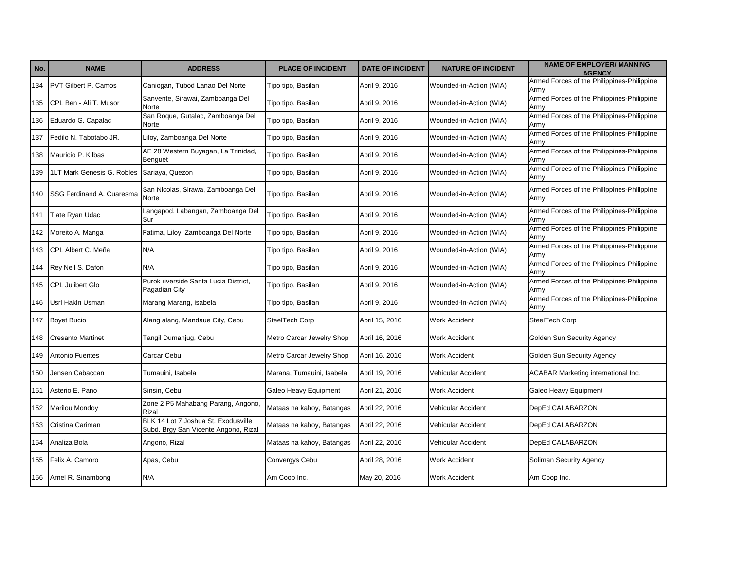| No. | NAME | ADDRESS | PLACE OF INCIDENT | DATE OF INCIDENT | NATURE OF INCIDENT | NAME OF EMPLOYER/ MANNING AGENCY |
|---|---|---|---|---|---|---|
| 134 | PVT Gilbert P. Camos | Caniogan, Tubod Lanao Del Norte | Tipo tipo, Basilan | April 9, 2016 | Wounded-in-Action (WIA) | Armed Forces of the Philippines-Philippine Army |
| 135 | CPL Ben - Ali T. Musor | Sanvente, Sirawai, Zamboanga Del Norte | Tipo tipo, Basilan | April 9, 2016 | Wounded-in-Action (WIA) | Armed Forces of the Philippines-Philippine Army |
| 136 | Eduardo G. Capalac | San Roque, Gutalac, Zamboanga Del Norte | Tipo tipo, Basilan | April 9, 2016 | Wounded-in-Action (WIA) | Armed Forces of the Philippines-Philippine Army |
| 137 | Fedilo N. Tabotabo JR. | Liloy, Zamboanga Del Norte | Tipo tipo, Basilan | April 9, 2016 | Wounded-in-Action (WIA) | Armed Forces of the Philippines-Philippine Army |
| 138 | Mauricio P. Kilbas | AE 28 Western Buyagan, La Trinidad, Benguet | Tipo tipo, Basilan | April 9, 2016 | Wounded-in-Action (WIA) | Armed Forces of the Philippines-Philippine Army |
| 139 | 1LT Mark Genesis G. Robles | Sariaya, Quezon | Tipo tipo, Basilan | April 9, 2016 | Wounded-in-Action (WIA) | Armed Forces of the Philippines-Philippine Army |
| 140 | SSG Ferdinand A. Cuaresma | San Nicolas, Sirawa, Zamboanga Del Norte | Tipo tipo, Basilan | April 9, 2016 | Wounded-in-Action (WIA) | Armed Forces of the Philippines-Philippine Army |
| 141 | Tiate Ryan Udac | Langapod, Labangan, Zamboanga Del Sur | Tipo tipo, Basilan | April 9, 2016 | Wounded-in-Action (WIA) | Armed Forces of the Philippines-Philippine Army |
| 142 | Moreito A. Manga | Fatima, Liloy, Zamboanga Del Norte | Tipo tipo, Basilan | April 9, 2016 | Wounded-in-Action (WIA) | Armed Forces of the Philippines-Philippine Army |
| 143 | CPL Albert C. Meña | N/A | Tipo tipo, Basilan | April 9, 2016 | Wounded-in-Action (WIA) | Armed Forces of the Philippines-Philippine Army |
| 144 | Rey Neil S. Dafon | N/A | Tipo tipo, Basilan | April 9, 2016 | Wounded-in-Action (WIA) | Armed Forces of the Philippines-Philippine Army |
| 145 | CPL Julibert Glo | Purok riverside Santa Lucia District, Pagadian City | Tipo tipo, Basilan | April 9, 2016 | Wounded-in-Action (WIA) | Armed Forces of the Philippines-Philippine Army |
| 146 | Usri Hakin Usman | Marang Marang, Isabela | Tipo tipo, Basilan | April 9, 2016 | Wounded-in-Action (WIA) | Armed Forces of the Philippines-Philippine Army |
| 147 | Boyet Bucio | Alang alang, Mandaue City, Cebu | SteelTech Corp | April 15, 2016 | Work Accident | SteelTech Corp |
| 148 | Cresanto Martinet | Tangil Dumanjug, Cebu | Metro Carcar Jewelry Shop | April 16, 2016 | Work Accident | Golden Sun Security Agency |
| 149 | Antonio Fuentes | Carcar Cebu | Metro Carcar Jewelry Shop | April 16, 2016 | Work Accident | Golden Sun Security Agency |
| 150 | Jensen Cabaccan | Tumauini, Isabela | Marana, Tumauini, Isabela | April 19, 2016 | Vehicular Accident | ACABAR Marketing international Inc. |
| 151 | Asterio E. Pano | Sinsin, Cebu | Galeo Heavy Equipment | April 21, 2016 | Work Accident | Galeo Heavy Equipment |
| 152 | Marilou Mondoy | Zone 2 P5 Mahabang Parang, Angono, Rizal | Mataas na kahoy, Batangas | April 22, 2016 | Vehicular Accident | DepEd CALABARZON |
| 153 | Cristina Cariman | BLK 14 Lot 7 Joshua St. Exodusville Subd. Brgy San Vicente Angono, Rizal | Mataas na kahoy, Batangas | April 22, 2016 | Vehicular Accident | DepEd CALABARZON |
| 154 | Analiza Bola | Angono, Rizal | Mataas na kahoy, Batangas | April 22, 2016 | Vehicular Accident | DepEd CALABARZON |
| 155 | Felix A. Camoro | Apas, Cebu | Convergys Cebu | April 28, 2016 | Work Accident | Soliman Security Agency |
| 156 | Arnel R. Sinambong | N/A | Am Coop Inc. | May 20, 2016 | Work Accident | Am Coop Inc. |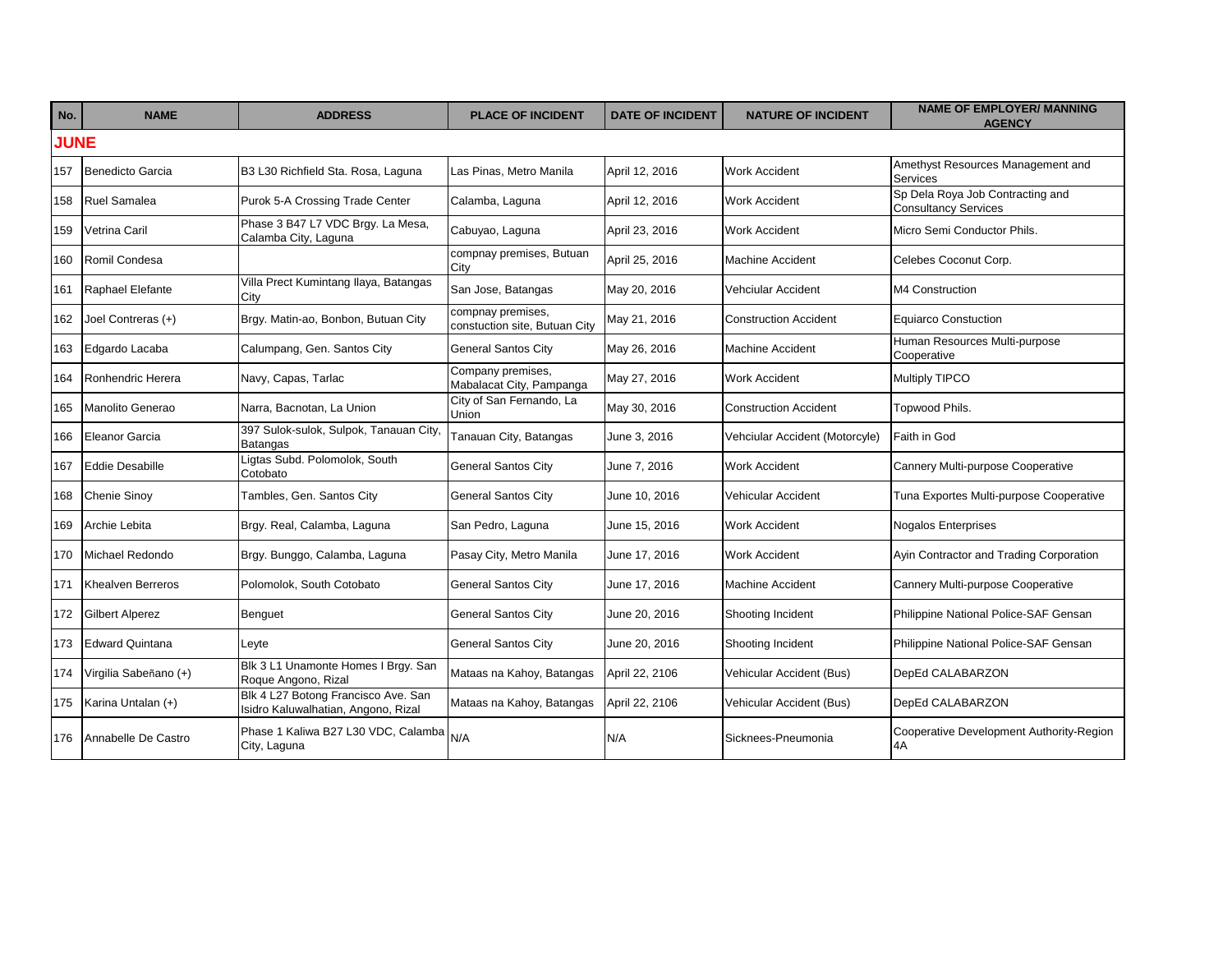| No. | NAME | ADDRESS | PLACE OF INCIDENT | DATE OF INCIDENT | NATURE OF INCIDENT | NAME OF EMPLOYER/ MANNING AGENCY |
|---|---|---|---|---|---|---|
| **JUNE** | | | | | | |
| 157 | Benedicto Garcia | B3 L30 Richfield Sta. Rosa, Laguna | Las Pinas, Metro Manila | April 12, 2016 | Work Accident | Amethyst Resources Management and Services |
| 158 | Ruel Samalea | Purok 5-A Crossing Trade Center | Calamba, Laguna | April 12, 2016 | Work Accident | Sp Dela Roya Job Contracting and Consultancy Services |
| 159 | Vetrina Caril | Phase 3 B47 L7 VDC Brgy. La Mesa, Calamba City, Laguna | Cabuyao, Laguna | April 23, 2016 | Work Accident | Micro Semi Conductor Phils. |
| 160 | Romil Condesa | | compnay premises, Butuan City | April 25, 2016 | Machine Accident | Celebes Coconut Corp. |
| 161 | Raphael Elefante | Villa Prect Kumintang Ilaya, Batangas City | San Jose, Batangas | May 20, 2016 | Vehciular Accident | M4 Construction |
| 162 | Joel Contreras (+) | Brgy. Matin-ao, Bonbon, Butuan City | compnay premises, constuction site, Butuan City | May 21, 2016 | Construction Accident | Equiarco Constuction |
| 163 | Edgardo Lacaba | Calumpang, Gen. Santos City | General Santos City | May 26, 2016 | Machine Accident | Human Resources Multi-purpose Cooperative |
| 164 | Ronhendric Herera | Navy, Capas, Tarlac | Company premises, Mabalacat City, Pampanga | May 27, 2016 | Work Accident | Multiply TIPCO |
| 165 | Manolito Generao | Narra, Bacnotan, La Union | City of San Fernando, La Union | May 30, 2016 | Construction Accident | Topwood Phils. |
| 166 | Eleanor Garcia | 397 Sulok-sulok, Sulpok, Tanauan City, Batangas | Tanauan City, Batangas | June 3, 2016 | Vehciular Accident (Motorcyle) | Faith in God |
| 167 | Eddie Desabille | Ligtas Subd. Polomolok, South Cotobato | General Santos City | June 7, 2016 | Work Accident | Cannery Multi-purpose Cooperative |
| 168 | Chenie Sinoy | Tambles, Gen. Santos City | General Santos City | June 10, 2016 | Vehicular Accident | Tuna Exportes Multi-purpose Cooperative |
| 169 | Archie Lebita | Brgy. Real, Calamba, Laguna | San Pedro, Laguna | June 15, 2016 | Work Accident | Nogalos Enterprises |
| 170 | Michael Redondo | Brgy. Bunggo, Calamba, Laguna | Pasay City, Metro Manila | June 17, 2016 | Work Accident | Ayin Contractor and Trading Corporation |
| 171 | Khealven Berreros | Polomolok, South Cotobato | General Santos City | June 17, 2016 | Machine Accident | Cannery Multi-purpose Cooperative |
| 172 | Gilbert Alperez | Benguet | General Santos City | June 20, 2016 | Shooting Incident | Philippine National Police-SAF Gensan |
| 173 | Edward Quintana | Leyte | General Santos City | June 20, 2016 | Shooting Incident | Philippine National Police-SAF Gensan |
| 174 | Virgilia Sabeñano (+) | Blk 3 L1 Unamonte Homes I Brgy. San Roque Angono, Rizal | Mataas na Kahoy, Batangas | April 22, 2106 | Vehicular Accident (Bus) | DepEd CALABARZON |
| 175 | Karina Untalan (+) | Blk 4 L27 Botong Francisco Ave. San Isidro Kaluwalhatian, Angono, Rizal | Mataas na Kahoy, Batangas | April 22, 2106 | Vehicular Accident (Bus) | DepEd CALABARZON |
| 176 | Annabelle De Castro | Phase 1 Kaliwa B27 L30 VDC, Calamba City, Laguna | N/A | N/A | Sicknees-Pneumonia | Cooperative Development Authority-Region 4A |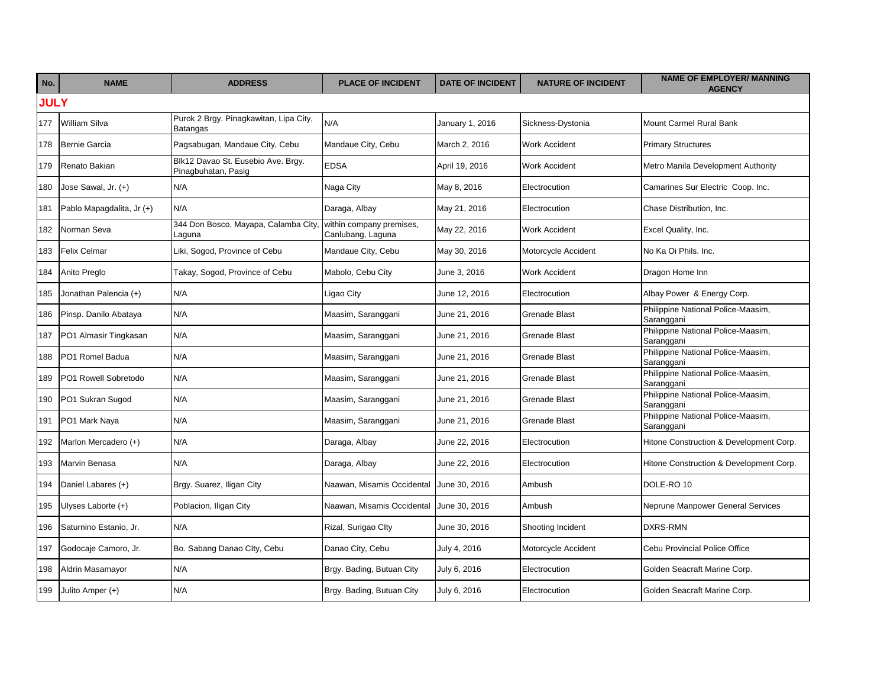| No. | NAME | ADDRESS | PLACE OF INCIDENT | DATE OF INCIDENT | NATURE OF INCIDENT | NAME OF EMPLOYER/ MANNING AGENCY |
|---|---|---|---|---|---|---|
| **JULY** | | | | | | |
| 177 | William Silva | Purok 2 Brgy. Pinagkawitan, Lipa City, Batangas | N/A | January 1, 2016 | Sickness-Dystonia | Mount Carmel Rural Bank |
| 178 | Bernie Garcia | Pagsabugan, Mandaue City, Cebu | Mandaue City, Cebu | March 2, 2016 | Work Accident | Primary Structures |
| 179 | Renato Bakian | Blk12 Davao St. Eusebio Ave. Brgy. Pinagbuhatan, Pasig | EDSA | April 19, 2016 | Work Accident | Metro Manila Development Authority |
| 180 | Jose Sawal, Jr. (+) | N/A | Naga City | May 8, 2016 | Electrocution | Camarines Sur Electric Coop. Inc. |
| 181 | Pablo Mapagdalita, Jr (+) | N/A | Daraga, Albay | May 21, 2016 | Electrocution | Chase Distribution, Inc. |
| 182 | Norman Seva | 344 Don Bosco, Mayapa, Calamba City, Laguna | within company premises, Canlubang, Laguna | May 22, 2016 | Work Accident | Excel Quality, Inc. |
| 183 | Felix Celmar | Liki, Sogod, Province of Cebu | Mandaue City, Cebu | May 30, 2016 | Motorcycle Accident | No Ka Oi Phils. Inc. |
| 184 | Anito Preglo | Takay, Sogod, Province of Cebu | Mabolo, Cebu City | June 3, 2016 | Work Accident | Dragon Home Inn |
| 185 | Jonathan Palencia (+) | N/A | Ligao City | June 12, 2016 | Electrocution | Albay Power & Energy Corp. |
| 186 | Pinsp. Danilo Abataya | N/A | Maasim, Saranggani | June 21, 2016 | Grenade Blast | Philippine National Police-Maasim, Saranggani |
| 187 | PO1 Almasir Tingkasan | N/A | Maasim, Saranggani | June 21, 2016 | Grenade Blast | Philippine National Police-Maasim, Saranggani |
| 188 | PO1 Romel Badua | N/A | Maasim, Saranggani | June 21, 2016 | Grenade Blast | Philippine National Police-Maasim, Saranggani |
| 189 | PO1 Rowell Sobretodo | N/A | Maasim, Saranggani | June 21, 2016 | Grenade Blast | Philippine National Police-Maasim, Saranggani |
| 190 | PO1 Sukran Sugod | N/A | Maasim, Saranggani | June 21, 2016 | Grenade Blast | Philippine National Police-Maasim, Saranggani |
| 191 | PO1 Mark Naya | N/A | Maasim, Saranggani | June 21, 2016 | Grenade Blast | Philippine National Police-Maasim, Saranggani |
| 192 | Marlon Mercadero (+) | N/A | Daraga, Albay | June 22, 2016 | Electrocution | Hitone Construction & Development Corp. |
| 193 | Marvin Benasa | N/A | Daraga, Albay | June 22, 2016 | Electrocution | Hitone Construction & Development Corp. |
| 194 | Daniel Labares (+) | Brgy. Suarez, Iligan City | Naawan, Misamis Occidental | June 30, 2016 | Ambush | DOLE-RO 10 |
| 195 | Ulyses Laborte (+) | Poblacion, Iligan City | Naawan, Misamis Occidental | June 30, 2016 | Ambush | Neprune Manpower General Services |
| 196 | Saturnino Estanio, Jr. | N/A | Rizal, Surigao CIty | June 30, 2016 | Shooting Incident | DXRS-RMN |
| 197 | Godocaje Camoro, Jr. | Bo. Sabang Danao CIty, Cebu | Danao City, Cebu | July 4, 2016 | Motorcycle Accident | Cebu Provincial Police Office |
| 198 | Aldrin Masamayor | N/A | Brgy. Bading, Butuan City | July 6, 2016 | Electrocution | Golden Seacraft Marine Corp. |
| 199 | Julito Amper (+) | N/A | Brgy. Bading, Butuan City | July 6, 2016 | Electrocution | Golden Seacraft Marine Corp. |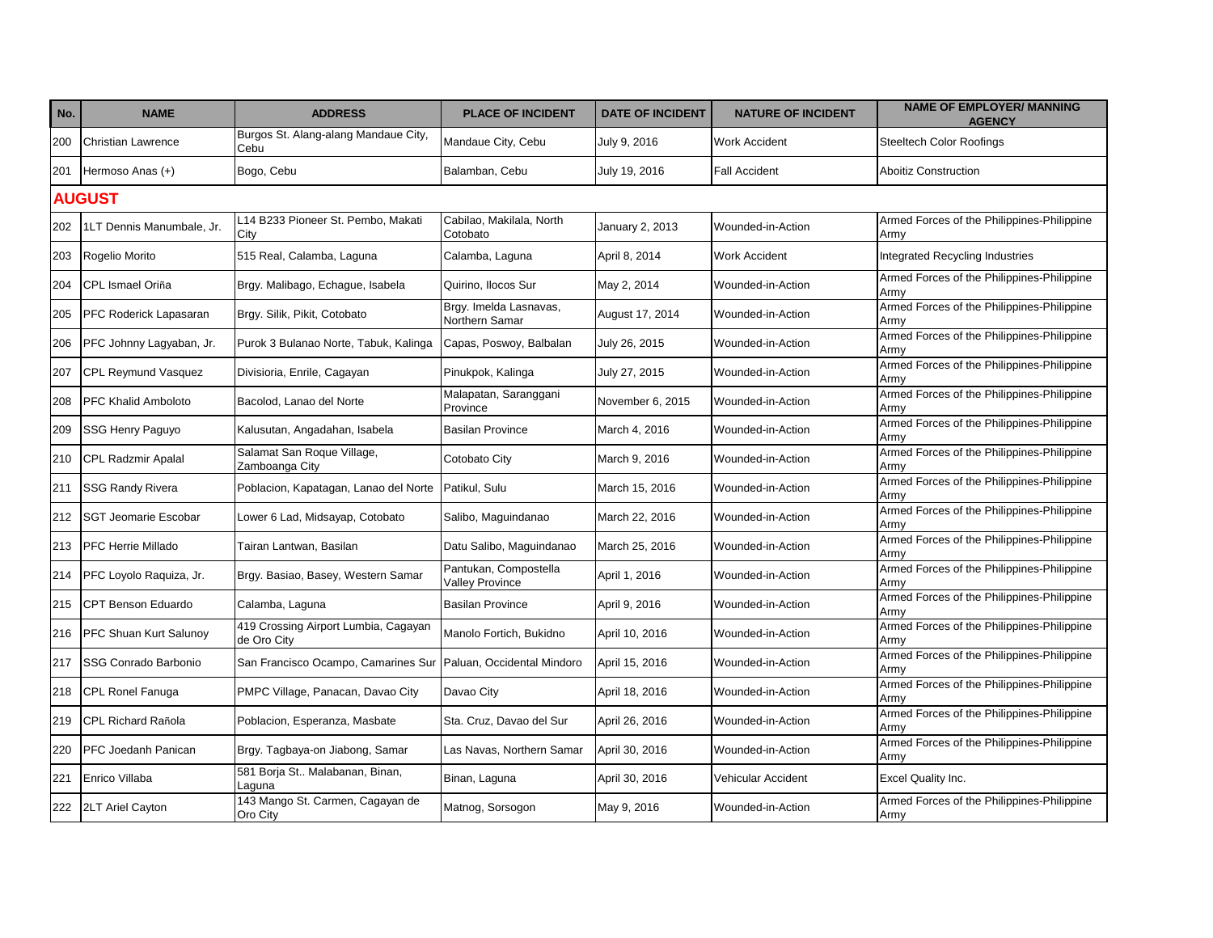| No. | NAME | ADDRESS | PLACE OF INCIDENT | DATE OF INCIDENT | NATURE OF INCIDENT | NAME OF EMPLOYER/ MANNING AGENCY |
|---|---|---|---|---|---|---|
| 200 | Christian Lawrence | Burgos St. Alang-alang Mandaue City, Cebu | Mandaue City, Cebu | July 9, 2016 | Work Accident | Steeltech Color Roofings |
| 201 | Hermoso Anas (+) | Bogo, Cebu | Balamban, Cebu | July 19, 2016 | Fall Accident | Aboitiz Construction |
| **AUGUST** | | | | | | |
| 202 | 1LT Dennis Manumbale, Jr. | L14 B233 Pioneer St. Pembo, Makati City | Cabilao, Makilala, North Cotobato | January 2, 2013 | Wounded-in-Action | Armed Forces of the Philippines-Philippine Army |
| 203 | Rogelio Morito | 515 Real, Calamba, Laguna | Calamba, Laguna | April 8, 2014 | Work Accident | Integrated Recycling Industries |
| 204 | CPL Ismael Oriña | Brgy. Malibago, Echague, Isabela | Quirino, Ilocos Sur | May 2, 2014 | Wounded-in-Action | Armed Forces of the Philippines-Philippine Army |
| 205 | PFC Roderick Lapasaran | Brgy. Silik, Pikit, Cotobato | Brgy. Imelda Lasnavas, Northern Samar | August 17, 2014 | Wounded-in-Action | Armed Forces of the Philippines-Philippine Army |
| 206 | PFC Johnny Lagyaban, Jr. | Purok 3 Bulanao Norte, Tabuk, Kalinga | Capas, Poswoy, Balbalan | July 26, 2015 | Wounded-in-Action | Armed Forces of the Philippines-Philippine Army |
| 207 | CPL Reymund Vasquez | Divisioria, Enrile, Cagayan | Pinukpok, Kalinga | July 27, 2015 | Wounded-in-Action | Armed Forces of the Philippines-Philippine Army |
| 208 | PFC Khalid Amboloto | Bacolod, Lanao del Norte | Malapatan, Saranggani Province | November 6, 2015 | Wounded-in-Action | Armed Forces of the Philippines-Philippine Army |
| 209 | SSG Henry Paguyo | Kalusutan, Angadahan, Isabela | Basilan Province | March 4, 2016 | Wounded-in-Action | Armed Forces of the Philippines-Philippine Army |
| 210 | CPL Radzmir Apalal | Salamat San Roque Village, Zamboanga City | Cotobato City | March 9, 2016 | Wounded-in-Action | Armed Forces of the Philippines-Philippine Army |
| 211 | SSG Randy Rivera | Poblacion, Kapatagan, Lanao del Norte | Patikul, Sulu | March 15, 2016 | Wounded-in-Action | Armed Forces of the Philippines-Philippine Army |
| 212 | SGT Jeomarie Escobar | Lower 6 Lad, Midsayap, Cotobato | Salibo, Maguindanao | March 22, 2016 | Wounded-in-Action | Armed Forces of the Philippines-Philippine Army |
| 213 | PFC Herrie Millado | Tairan Lantwan, Basilan | Datu Salibo, Maguindanao | March 25, 2016 | Wounded-in-Action | Armed Forces of the Philippines-Philippine Army |
| 214 | PFC Loyolo Raquiza, Jr. | Brgy. Basiao, Basey, Western Samar | Pantukan, Compostella Valley Province | April 1, 2016 | Wounded-in-Action | Armed Forces of the Philippines-Philippine Army |
| 215 | CPT Benson Eduardo | Calamba, Laguna | Basilan Province | April 9, 2016 | Wounded-in-Action | Armed Forces of the Philippines-Philippine Army |
| 216 | PFC Shuan Kurt Salunoy | 419 Crossing Airport Lumbia, Cagayan de Oro City | Manolo Fortich, Bukidno | April 10, 2016 | Wounded-in-Action | Armed Forces of the Philippines-Philippine Army |
| 217 | SSG Conrado Barbonio | San Francisco Ocampo, Camarines Sur | Paluan, Occidental Mindoro | April 15, 2016 | Wounded-in-Action | Armed Forces of the Philippines-Philippine Army |
| 218 | CPL Ronel Fanuga | PMPC Village, Panacan, Davao City | Davao City | April 18, 2016 | Wounded-in-Action | Armed Forces of the Philippines-Philippine Army |
| 219 | CPL Richard Rañola | Poblacion, Esperanza, Masbate | Sta. Cruz, Davao del Sur | April 26, 2016 | Wounded-in-Action | Armed Forces of the Philippines-Philippine Army |
| 220 | PFC Joedanh Panican | Brgy. Tagbaya-on Jiabong, Samar | Las Navas, Northern Samar | April 30, 2016 | Wounded-in-Action | Armed Forces of the Philippines-Philippine Army |
| 221 | Enrico Villaba | 581 Borja St.. Malabanan, Binan, Laguna | Binan, Laguna | April 30, 2016 | Vehicular Accident | Excel Quality Inc. |
| 222 | 2LT Ariel Cayton | 143 Mango St. Carmen, Cagayan de Oro City | Matnog, Sorsogon | May 9, 2016 | Wounded-in-Action | Armed Forces of the Philippines-Philippine Army |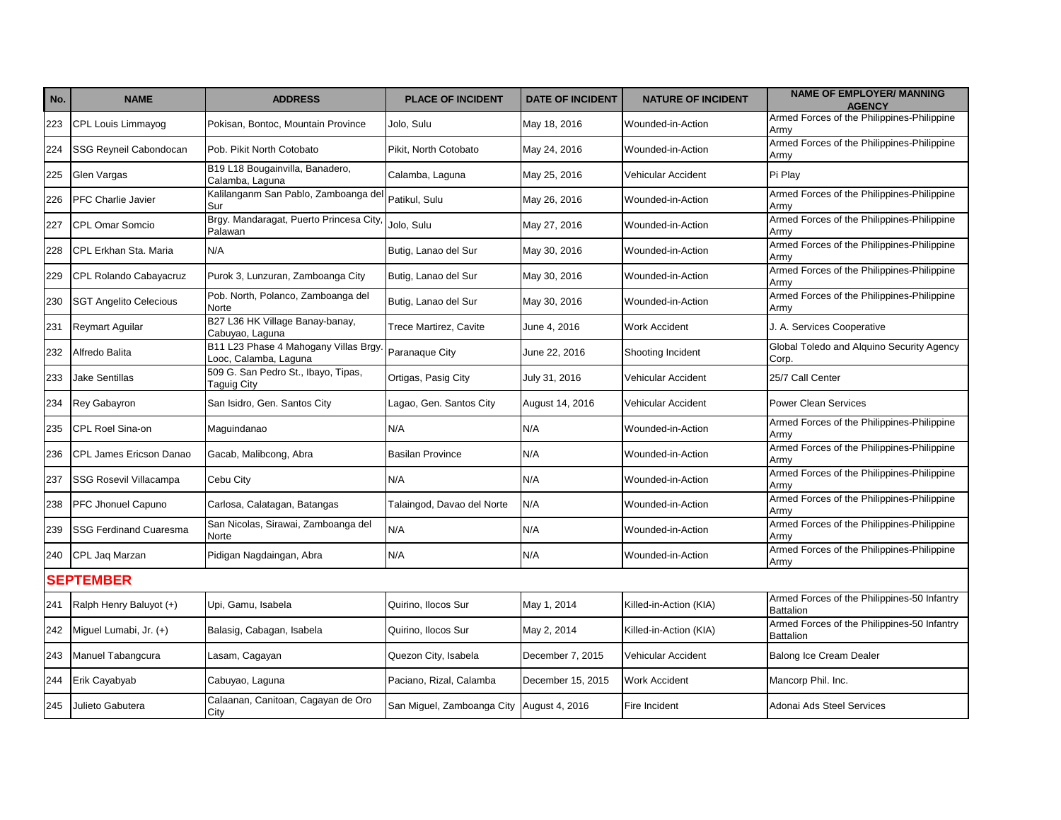| No. | NAME | ADDRESS | PLACE OF INCIDENT | DATE OF INCIDENT | NATURE OF INCIDENT | NAME OF EMPLOYER/ MANNING AGENCY |
|---|---|---|---|---|---|---|
| 223 | CPL Louis Limmayog | Pokisan, Bontoc, Mountain Province | Jolo, Sulu | May 18, 2016 | Wounded-in-Action | Armed Forces of the Philippines-Philippine Army |
| 224 | SSG Reyneil Cabondocan | Pob. Pikit North Cotobato | Pikit, North Cotobato | May 24, 2016 | Wounded-in-Action | Armed Forces of the Philippines-Philippine Army |
| 225 | Glen Vargas | B19 L18 Bougainvilla, Banadero, Calamba, Laguna | Calamba, Laguna | May 25, 2016 | Vehicular Accident | Pi Play |
| 226 | PFC Charlie Javier | Kalilanganm San Pablo, Zamboanga del Sur | Patikul, Sulu | May 26, 2016 | Wounded-in-Action | Armed Forces of the Philippines-Philippine Army |
| 227 | CPL Omar Somcio | Brgy. Mandaragat, Puerto Princesa City, Palawan | Jolo, Sulu | May 27, 2016 | Wounded-in-Action | Armed Forces of the Philippines-Philippine Army |
| 228 | CPL Erkhan Sta. Maria | N/A | Butig, Lanao del Sur | May 30, 2016 | Wounded-in-Action | Armed Forces of the Philippines-Philippine Army |
| 229 | CPL Rolando Cabayacruz | Purok 3, Lunzuran, Zamboanga City | Butig, Lanao del Sur | May 30, 2016 | Wounded-in-Action | Armed Forces of the Philippines-Philippine Army |
| 230 | SGT Angelito Celecious | Pob. North, Polanco, Zamboanga del Norte | Butig, Lanao del Sur | May 30, 2016 | Wounded-in-Action | Armed Forces of the Philippines-Philippine Army |
| 231 | Reymart Aguilar | B27 L36 HK Village Banay-banay, Cabuyao, Laguna | Trece Martirez, Cavite | June 4, 2016 | Work Accident | J. A. Services Cooperative |
| 232 | Alfredo Balita | B11 L23 Phase 4 Mahogany Villas Brgy. Looc, Calamba, Laguna | Paranaque City | June 22, 2016 | Shooting Incident | Global Toledo and Alquino Security Agency Corp. |
| 233 | Jake Sentillas | 509 G. San Pedro St., Ibayo, Tipas, Taguig City | Ortigas, Pasig City | July 31, 2016 | Vehicular Accident | 25/7 Call Center |
| 234 | Rey Gabayron | San Isidro, Gen. Santos City | Lagao, Gen. Santos City | August 14, 2016 | Vehicular Accident | Power Clean Services |
| 235 | CPL Roel Sina-on | Maguindanao | N/A | N/A | Wounded-in-Action | Armed Forces of the Philippines-Philippine Army |
| 236 | CPL James Ericson Danao | Gacab, Malibcong, Abra | Basilan Province | N/A | Wounded-in-Action | Armed Forces of the Philippines-Philippine Army |
| 237 | SSG Rosevil Villacampa | Cebu City | N/A | N/A | Wounded-in-Action | Armed Forces of the Philippines-Philippine Army |
| 238 | PFC Jhonuel Capuno | Carlosa, Calatagan, Batangas | Talaingod, Davao del Norte | N/A | Wounded-in-Action | Armed Forces of the Philippines-Philippine Army |
| 239 | SSG Ferdinand Cuaresma | San Nicolas, Sirawai, Zamboanga del Norte | N/A | N/A | Wounded-in-Action | Armed Forces of the Philippines-Philippine Army |
| 240 | CPL Jaq Marzan | Pidigan Nagdaingan, Abra | N/A | N/A | Wounded-in-Action | Armed Forces of the Philippines-Philippine Army |
| **SEPTEMBER** | | | | | | |
| 241 | Ralph Henry Baluyot (+) | Upi, Gamu, Isabela | Quirino, Ilocos Sur | May 1, 2014 | Killed-in-Action (KIA) | Armed Forces of the Philippines-50 Infantry Battalion |
| 242 | Miguel Lumabi, Jr. (+) | Balasig, Cabagan, Isabela | Quirino, Ilocos Sur | May 2, 2014 | Killed-in-Action (KIA) | Armed Forces of the Philippines-50 Infantry Battalion |
| 243 | Manuel Tabangcura | Lasam, Cagayan | Quezon City, Isabela | December 7, 2015 | Vehicular Accident | Balong Ice Cream Dealer |
| 244 | Erik Cayabyab | Cabuyao, Laguna | Paciano, Rizal, Calamba | December 15, 2015 | Work Accident | Mancorp Phil. Inc. |
| 245 | Julieto Gabutera | Calaanan, Canitoan, Cagayan de Oro City | San Miguel, Zamboanga City | August 4, 2016 | Fire Incident | Adonai Ads Steel Services |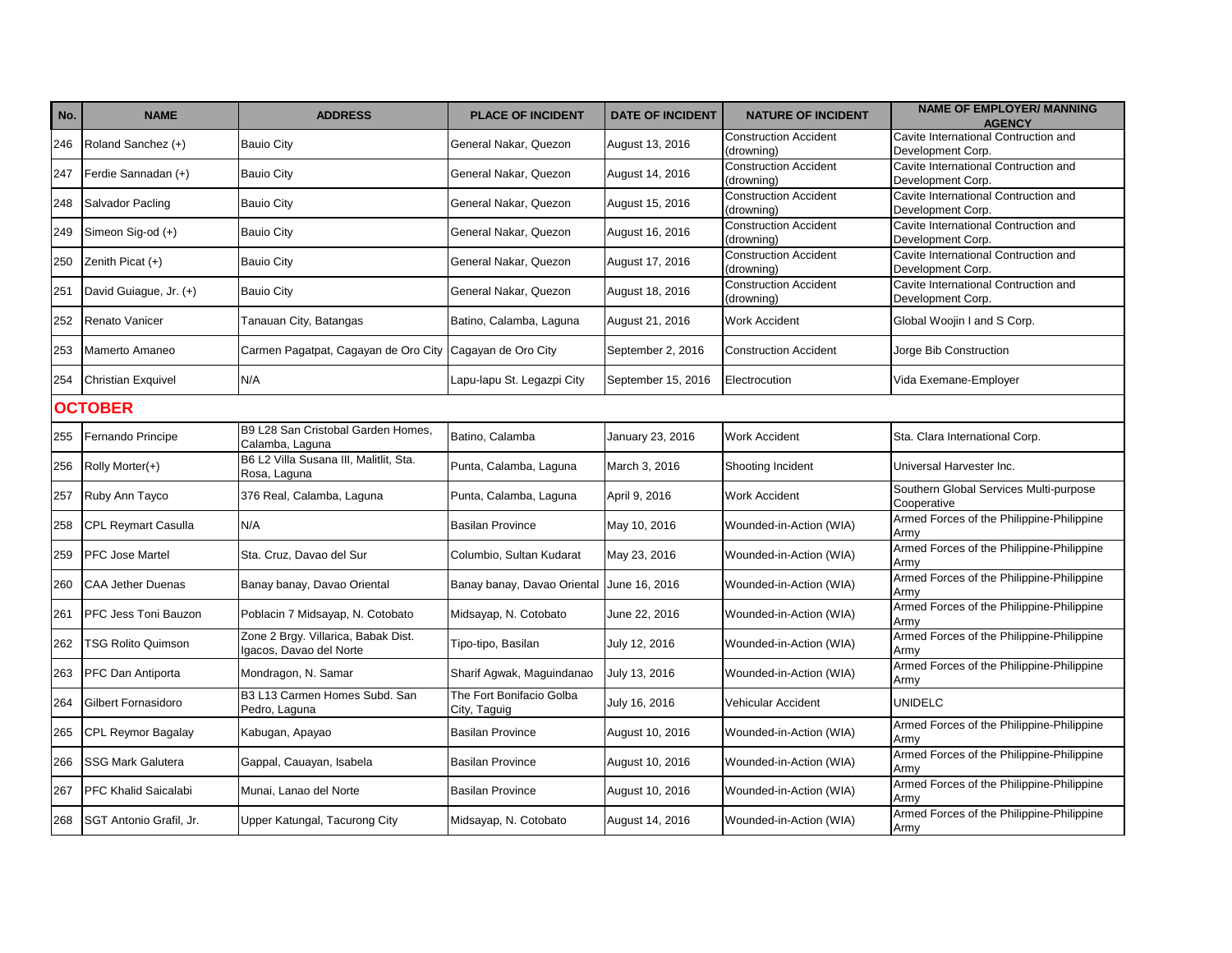| No. | NAME | ADDRESS | PLACE OF INCIDENT | DATE OF INCIDENT | NATURE OF INCIDENT | NAME OF EMPLOYER/ MANNING AGENCY |
|---|---|---|---|---|---|---|
| 246 | Roland Sanchez (+) | Bauio City | General Nakar, Quezon | August 13, 2016 | Construction Accident (drowning) | Cavite International Contruction and Development Corp. |
| 247 | Ferdie Sannadan (+) | Bauio City | General Nakar, Quezon | August 14, 2016 | Construction Accident (drowning) | Cavite International Contruction and Development Corp. |
| 248 | Salvador Pacling | Bauio City | General Nakar, Quezon | August 15, 2016 | Construction Accident (drowning) | Cavite International Contruction and Development Corp. |
| 249 | Simeon Sig-od (+) | Bauio City | General Nakar, Quezon | August 16, 2016 | Construction Accident (drowning) | Cavite International Contruction and Development Corp. |
| 250 | Zenith Picat (+) | Bauio City | General Nakar, Quezon | August 17, 2016 | Construction Accident (drowning) | Cavite International Contruction and Development Corp. |
| 251 | David Guiague, Jr. (+) | Bauio City | General Nakar, Quezon | August 18, 2016 | Construction Accident (drowning) | Cavite International Contruction and Development Corp. |
| 252 | Renato Vanicer | Tanauan City, Batangas | Batino, Calamba, Laguna | August 21, 2016 | Work Accident | Global Woojin I and S Corp. |
| 253 | Mamerto Amaneo | Carmen Pagatpat, Cagayan de Oro City | Cagayan de Oro City | September 2, 2016 | Construction Accident | Jorge Bib Construction |
| 254 | Christian Exquivel | N/A | Lapu-lapu St. Legazpi City | September 15, 2016 | Electrocution | Vida Exemane-Employer |
| **OCTOBER** | | | | | | |
| 255 | Fernando Principe | B9 L28 San Cristobal Garden Homes, Calamba, Laguna | Batino, Calamba | January 23, 2016 | Work Accident | Sta. Clara International Corp. |
| 256 | Rolly Morter(+) | B6 L2 Villa Susana III, Malitlit, Sta. Rosa, Laguna | Punta, Calamba, Laguna | March 3, 2016 | Shooting Incident | Universal Harvester Inc. |
| 257 | Ruby Ann Tayco | 376 Real, Calamba, Laguna | Punta, Calamba, Laguna | April 9, 2016 | Work Accident | Southern Global Services Multi-purpose Cooperative |
| 258 | CPL Reymart Casulla | N/A | Basilan Province | May 10, 2016 | Wounded-in-Action (WIA) | Armed Forces of the Philippine-Philippine Army |
| 259 | PFC Jose Martel | Sta. Cruz, Davao del Sur | Columbio, Sultan Kudarat | May 23, 2016 | Wounded-in-Action (WIA) | Armed Forces of the Philippine-Philippine Army |
| 260 | CAA Jether Duenas | Banay banay, Davao Oriental | Banay banay, Davao Oriental | June 16, 2016 | Wounded-in-Action (WIA) | Armed Forces of the Philippine-Philippine Army |
| 261 | PFC Jess Toni Bauzon | Poblacin 7 Midsayap, N. Cotobato | Midsayap, N. Cotobato | June 22, 2016 | Wounded-in-Action (WIA) | Armed Forces of the Philippine-Philippine Army |
| 262 | TSG Rolito Quimson | Zone 2 Brgy. Villarica, Babak Dist. Igacos, Davao del Norte | Tipo-tipo, Basilan | July 12, 2016 | Wounded-in-Action (WIA) | Armed Forces of the Philippine-Philippine Army |
| 263 | PFC Dan Antiporta | Mondragon, N. Samar | Sharif Agwak, Maguindanao | July 13, 2016 | Wounded-in-Action (WIA) | Armed Forces of the Philippine-Philippine Army |
| 264 | Gilbert Fornasidoro | B3 L13 Carmen Homes Subd. San Pedro, Laguna | The Fort Bonifacio Golba City, Taguig | July 16, 2016 | Vehicular Accident | UNIDELC |
| 265 | CPL Reymor Bagalay | Kabugan, Apayao | Basilan Province | August 10, 2016 | Wounded-in-Action (WIA) | Armed Forces of the Philippine-Philippine Army |
| 266 | SSG Mark Galutera | Gappal, Cauayan, Isabela | Basilan Province | August 10, 2016 | Wounded-in-Action (WIA) | Armed Forces of the Philippine-Philippine Army |
| 267 | PFC Khalid Saicalabi | Munai, Lanao del Norte | Basilan Province | August 10, 2016 | Wounded-in-Action (WIA) | Armed Forces of the Philippine-Philippine Army |
| 268 | SGT Antonio Grafil, Jr. | Upper Katungal, Tacurong City | Midsayap, N. Cotobato | August 14, 2016 | Wounded-in-Action (WIA) | Armed Forces of the Philippine-Philippine Army |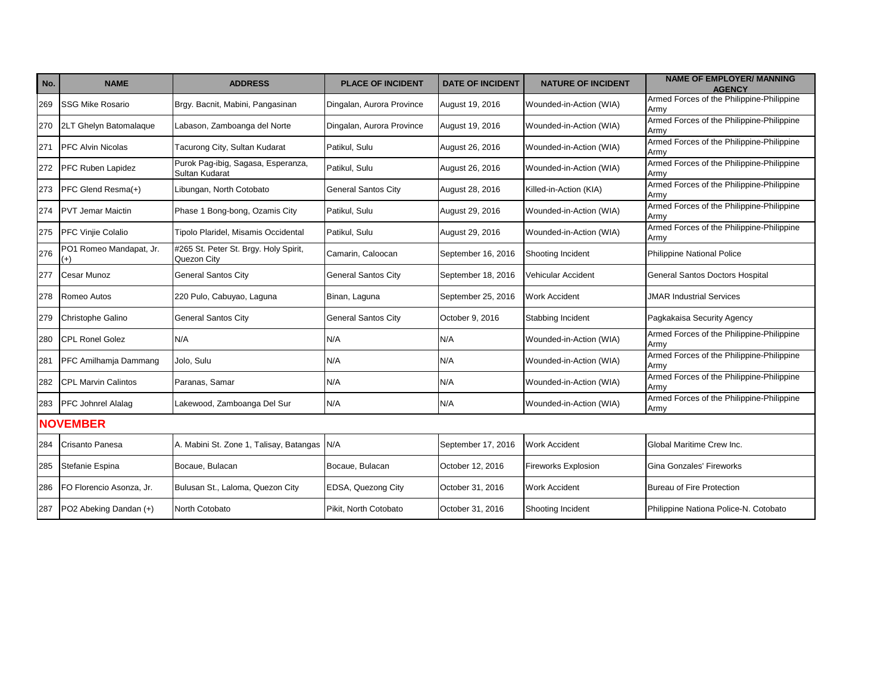| No. | NAME | ADDRESS | PLACE OF INCIDENT | DATE OF INCIDENT | NATURE OF INCIDENT | NAME OF EMPLOYER/ MANNING AGENCY |
|---|---|---|---|---|---|---|
| 269 | SSG Mike Rosario | Brgy. Bacnit, Mabini, Pangasinan | Dingalan, Aurora Province | August 19, 2016 | Wounded-in-Action (WIA) | Armed Forces of the Philippine-Philippine Army |
| 270 | 2LT Ghelyn Batomalaque | Labason, Zamboanga del Norte | Dingalan, Aurora Province | August 19, 2016 | Wounded-in-Action (WIA) | Armed Forces of the Philippine-Philippine Army |
| 271 | PFC Alvin Nicolas | Tacurong City, Sultan Kudarat | Patikul, Sulu | August 26, 2016 | Wounded-in-Action (WIA) | Armed Forces of the Philippine-Philippine Army |
| 272 | PFC Ruben Lapidez | Purok Pag-ibig, Sagasa, Esperanza, Sultan Kudarat | Patikul, Sulu | August 26, 2016 | Wounded-in-Action (WIA) | Armed Forces of the Philippine-Philippine Army |
| 273 | PFC Glend Resma(+) | Libungan, North Cotobato | General Santos City | August 28, 2016 | Killed-in-Action (KIA) | Armed Forces of the Philippine-Philippine Army |
| 274 | PVT Jemar Maictin | Phase 1 Bong-bong, Ozamis City | Patikul, Sulu | August 29, 2016 | Wounded-in-Action (WIA) | Armed Forces of the Philippine-Philippine Army |
| 275 | PFC Vinjie Colalio | Tipolo Plaridel, Misamis Occidental | Patikul, Sulu | August 29, 2016 | Wounded-in-Action (WIA) | Armed Forces of the Philippine-Philippine Army |
| 276 | PO1 Romeo Mandapat, Jr. (+) | #265 St. Peter St. Brgy. Holy Spirit, Quezon City | Camarin, Caloocan | September 16, 2016 | Shooting Incident | Philippine National Police |
| 277 | Cesar Munoz | General Santos City | General Santos City | September 18, 2016 | Vehicular Accident | General Santos Doctors Hospital |
| 278 | Romeo Autos | 220 Pulo, Cabuyao, Laguna | Binan, Laguna | September 25, 2016 | Work Accident | JMAR Industrial Services |
| 279 | Christophe Galino | General Santos City | General Santos City | October 9, 2016 | Stabbing Incident | Pagkakaisa Security Agency |
| 280 | CPL Ronel Golez | N/A | N/A | N/A | Wounded-in-Action (WIA) | Armed Forces of the Philippine-Philippine Army |
| 281 | PFC Amilhamja Dammang | Jolo, Sulu | N/A | N/A | Wounded-in-Action (WIA) | Armed Forces of the Philippine-Philippine Army |
| 282 | CPL Marvin Calintos | Paranas, Samar | N/A | N/A | Wounded-in-Action (WIA) | Armed Forces of the Philippine-Philippine Army |
| 283 | PFC Johnrel Alalag | Lakewood, Zamboanga Del Sur | N/A | N/A | Wounded-in-Action (WIA) | Armed Forces of the Philippine-Philippine Army |
| **NOVEMBER** | | | | | | |
| 284 | Crisanto Panesa | A. Mabini St. Zone 1, Talisay, Batangas | N/A | September 17, 2016 | Work Accident | Global Maritime Crew Inc. |
| 285 | Stefanie Espina | Bocaue, Bulacan | Bocaue, Bulacan | October 12, 2016 | Fireworks Explosion | Gina Gonzales' Fireworks |
| 286 | FO Florencio Asonza, Jr. | Bulusan St., Laloma, Quezon City | EDSA, Quezong City | October 31, 2016 | Work Accident | Bureau of Fire Protection |
| 287 | PO2 Abeking Dandan (+) | North Cotobato | Pikit, North Cotobato | October 31, 2016 | Shooting Incident | Philippine Nationa Police-N. Cotobato |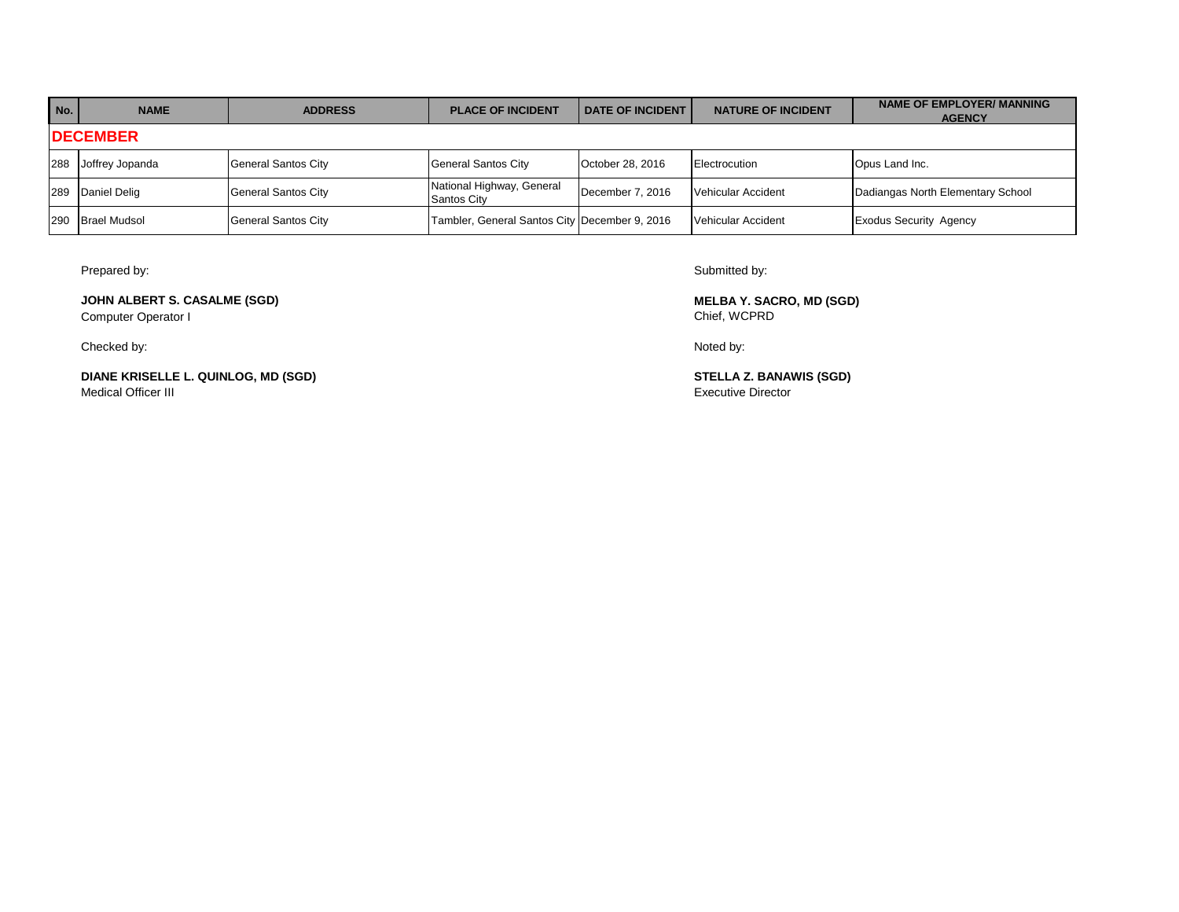| No. | NAME | ADDRESS | PLACE OF INCIDENT | DATE OF INCIDENT | NATURE OF INCIDENT | NAME OF EMPLOYER/ MANNING AGENCY |
|---|---|---|---|---|---|---|
| **DECEMBER** | | | | | | |
| 288 | Joffrey Jopanda | General Santos City | General Santos City | October 28, 2016 | Electrocution | Opus Land Inc. |
| 289 | Daniel Delig | General Santos City | National Highway, General Santos City | December 7, 2016 | Vehicular Accident | Dadiangas North Elementary School |
| 290 | Brael Mudsol | General Santos City | Tambler, General Santos City | December 9, 2016 | Vehicular Accident | Exodus Security Agency |

Prepared by:

**JOHN ALBERT S. CASALME (SGD)**
Computer Operator I

Checked by:

**DIANE KRISELLE L. QUINLOG, MD (SGD)**
Medical Officer III

Submitted by:

**MELBA Y. SACRO, MD (SGD)**
Chief, WCPRD

Noted by:

**STELLA Z. BANAWIS (SGD)**
Executive Director